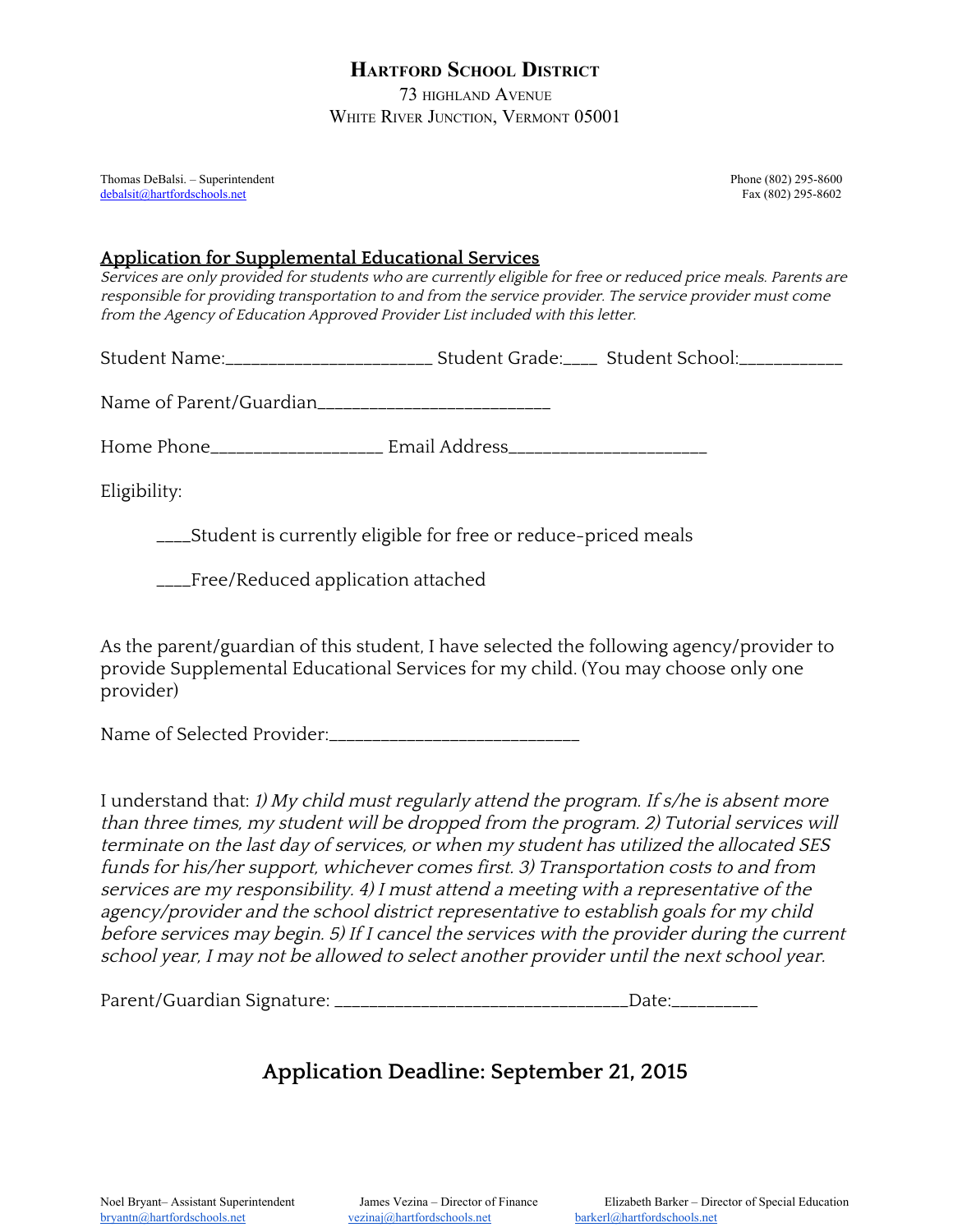# Hartford School District

73 highland Avenue
White River Junction, Vermont 05001

Thomas DeBalsi. – Superintendent
debalsit@hartfordschools.net

Phone (802) 295-8600
Fax (802) 295-8602

## Application for Supplemental Educational Services

*Services are only provided for students who are currently eligible for free or reduced price meals. Parents are responsible for providing transportation to and from the service provider. The service provider must come from the Agency of Education Approved Provider List included with this letter.*

Student Name:_______________________ Student Grade:____ Student School:___________

Name of Parent/Guardian_________________________

Home Phone__________________ Email Address_____________________

Eligibility:

____Student is currently eligible for free or reduce-priced meals

____Free/Reduced application attached

As the parent/guardian of this student, I have selected the following agency/provider to provide Supplemental Educational Services for my child. (You may choose only one provider)

Name of Selected Provider:___________________________

I understand that: *1) My child must regularly attend the program. If s/he is absent more than three times, my student will be dropped from the program. 2) Tutorial services will terminate on the last day of services, or when my student has utilized the allocated SES funds for his/her support, whichever comes first. 3) Transportation costs to and from services are my responsibility. 4) I must attend a meeting with a representative of the agency/provider and the school district representative to establish goals for my child before services may begin. 5) If I cancel the services with the provider during the current school year, I may not be allowed to select another provider until the next school year.*

Parent/Guardian Signature: ________________________________Date:_________

## Application Deadline: September 21, 2015

Noel Bryant– Assistant Superintendent
bryantn@hartfordschools.net

James Vezina – Director of Finance
vezinaj@hartfordschools.net

Elizabeth Barker – Director of Special Education
barkerl@hartfordschools.net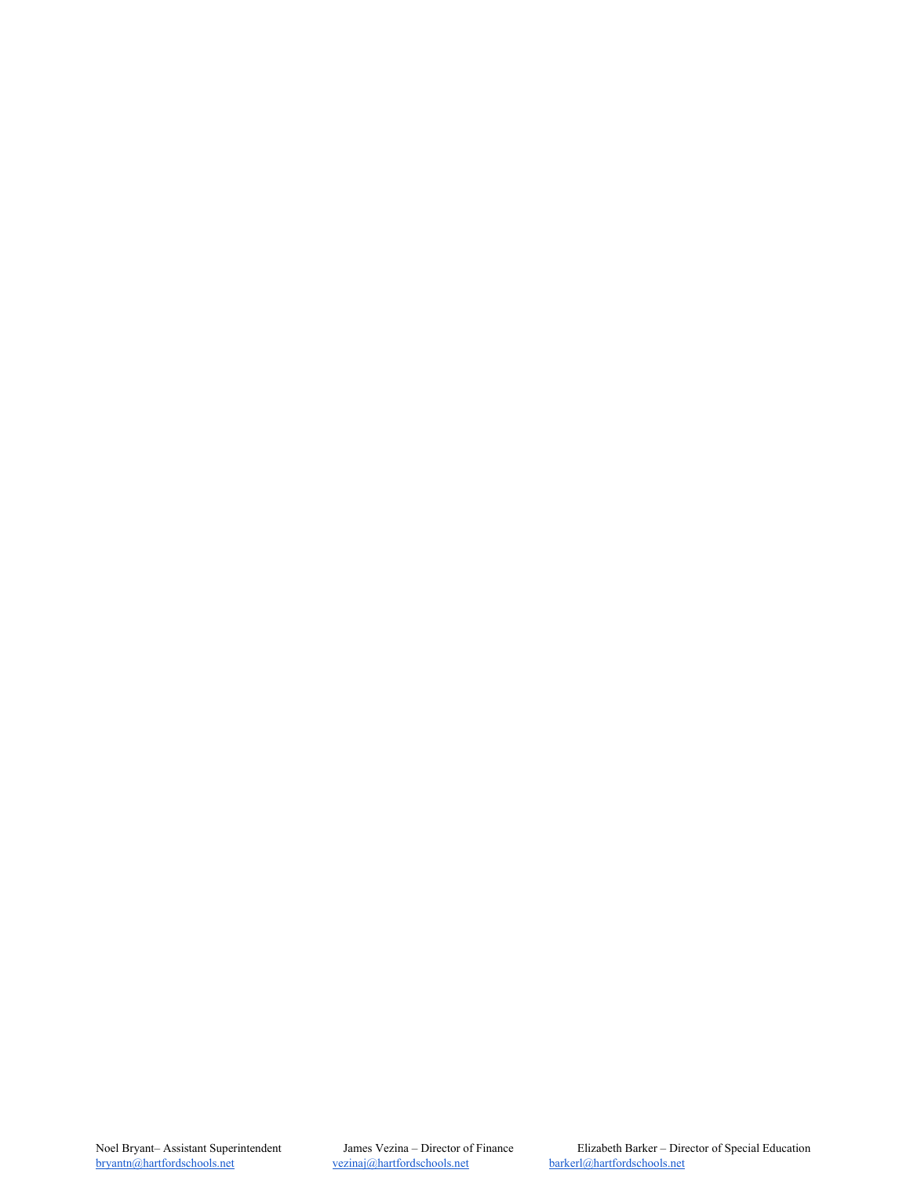Noel Bryant– Assistant Superintendent
bryantn@hartfordschools.net

James Vezina – Director of Finance
vezinaj@hartfordschools.net

Elizabeth Barker – Director of Special Education
barkerl@hartfordschools.net